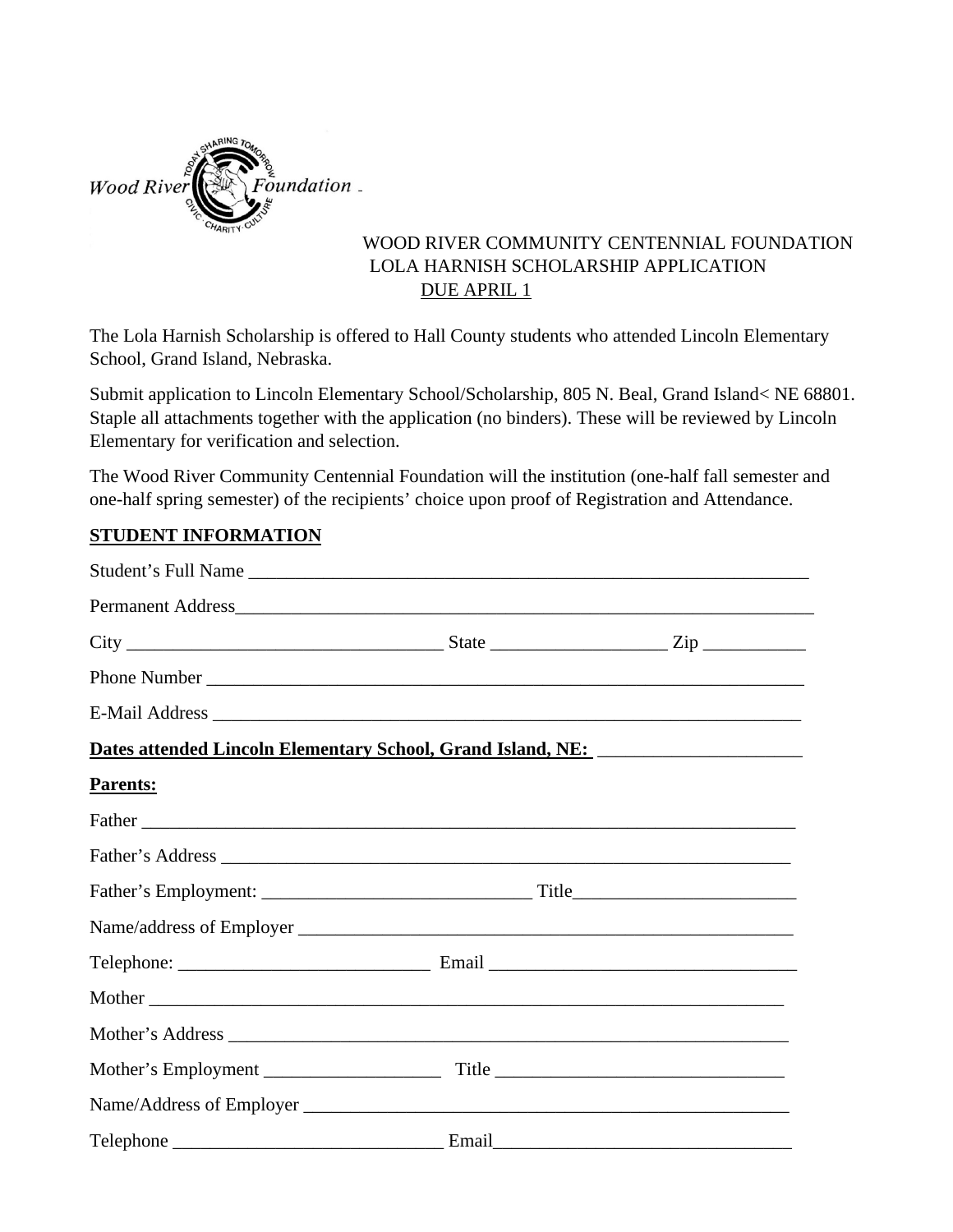WOOD RIVER COMMUNITY CENTENNIAL FOUNDATION
LOLA HARNISH SCHOLARSHIP APPLICATION
DUE APRIL 1

The Lola Harnish Scholarship is offered to Hall County students who attended Lincoln Elementary School, Grand Island, Nebraska.

Submit application to Lincoln Elementary School/Scholarship, 805 N. Beal, Grand Island< NE 68801. Staple all attachments together with the application (no binders). These will be reviewed by Lincoln Elementary for verification and selection.

The Wood River Community Centennial Foundation will the institution (one-half fall semester and one-half spring semester) of the recipients' choice upon proof of Registration and Attendance.

## STUDENT INFORMATION

Student's Full Name ______________________________________________________________

Permanent Address________________________________________________________________

City _________________________________ State ___________________ Zip ___________

Phone Number ______________________________________________________________

E-Mail Address _____________________________________________________________

**Dates attended Lincoln Elementary School, Grand Island, NE:** _____________________

**Parents:**

Father _____________________________________________________________________

Father's Address ______________________________________________________________

Father's Employment: _____________________________ Title________________________

Name/address of Employer ____________________________________________________

Telephone: ___________________________ Email _________________________________

Mother ____________________________________________________________________

Mother's Address _____________________________________________________________

Mother's Employment ___________________ Title _______________________________

Name/Address of Employer ____________________________________________________

Telephone _____________________________ Email________________________________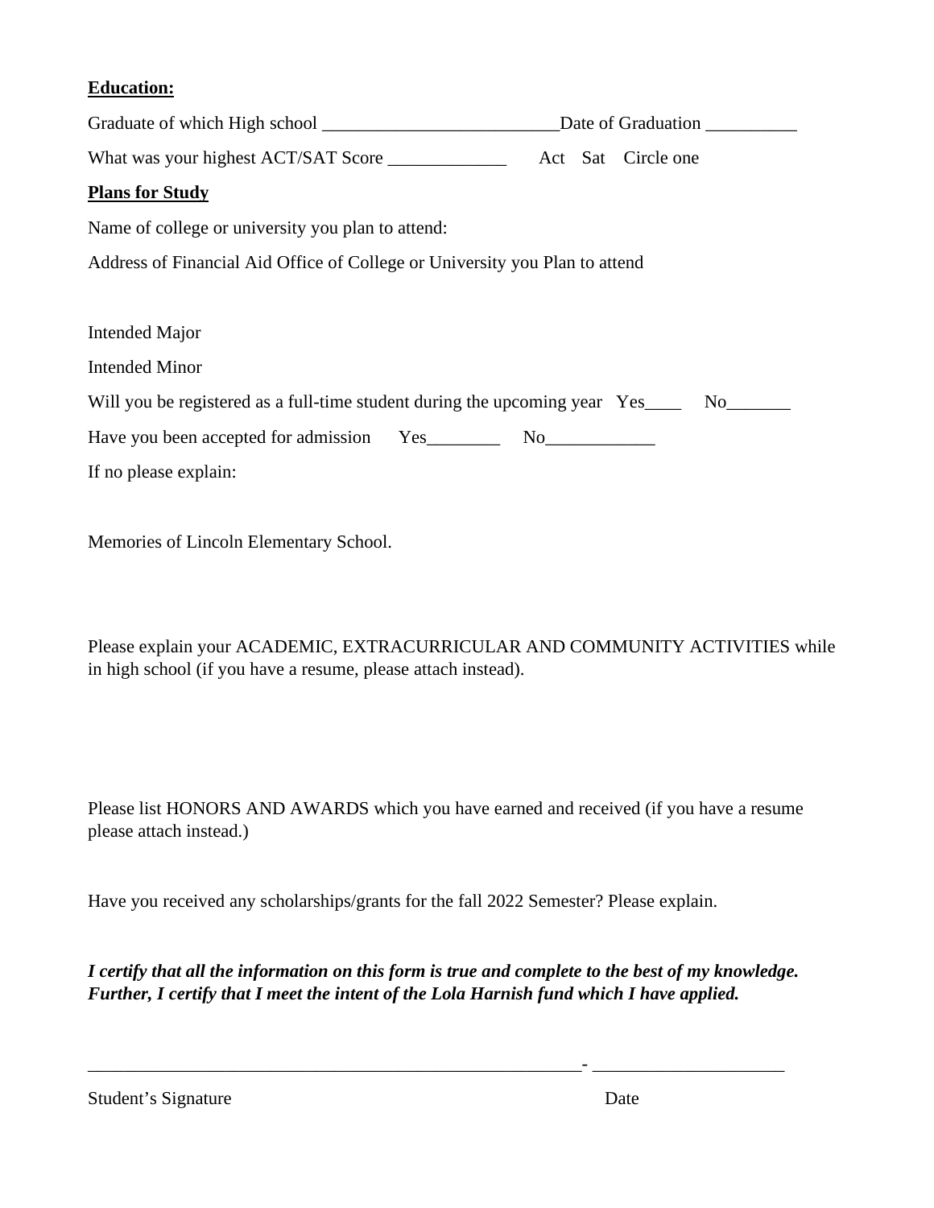**Education:**

Graduate of which High school ___________________________Date of Graduation __________

What was your highest ACT/SAT Score _____________ Act Sat Circle one

**Plans for Study**

Name of college or university you plan to attend:

Address of Financial Aid Office of College or University you Plan to attend

Intended Major

Intended Minor

Will you be registered as a full-time student during the upcoming year Yes____ No_______

Have you been accepted for admission Yes________ No____________

If no please explain:

Memories of Lincoln Elementary School.

Please explain your ACADEMIC, EXTRACURRICULAR AND COMMUNITY ACTIVITIES while in high school (if you have a resume, please attach instead).

Please list HONORS AND AWARDS which you have earned and received (if you have a resume please attach instead.)

Have you received any scholarships/grants for the fall 2022 Semester? Please explain.

***I certify that all the information on this form is true and complete to the best of my knowledge. Further, I certify that I meet the intent of the Lola Harnish fund which I have applied.***

________________________________________________________- ____________________

Student's Signature Date